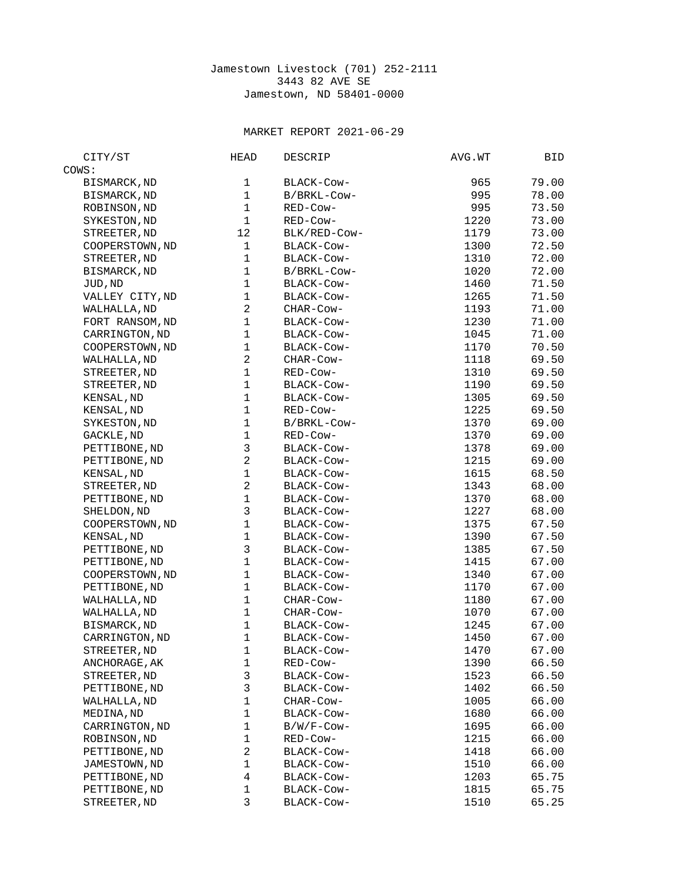Jamestown Livestock (701) 252-2111
3443 82 AVE SE
Jamestown, ND 58401-0000

MARKET REPORT 2021-06-29

| CITY/ST | HEAD | DESCRIP | AVG.WT | BID |
|---|---|---|---|---|
| COWS: | | | | |
| BISMARCK,ND | 1 | BLACK-Cow- | 965 | 79.00 |
| BISMARCK,ND | 1 | B/BRKL-Cow- | 995 | 78.00 |
| ROBINSON,ND | 1 | RED-Cow- | 995 | 73.50 |
| SYKESTON,ND | 1 | RED-Cow- | 1220 | 73.00 |
| STREETER,ND | 12 | BLK/RED-Cow- | 1179 | 73.00 |
| COOPERSTOWN,ND | 1 | BLACK-Cow- | 1300 | 72.50 |
| STREETER,ND | 1 | BLACK-Cow- | 1310 | 72.00 |
| BISMARCK,ND | 1 | B/BRKL-Cow- | 1020 | 72.00 |
| JUD,ND | 1 | BLACK-Cow- | 1460 | 71.50 |
| VALLEY CITY,ND | 1 | BLACK-Cow- | 1265 | 71.50 |
| WALHALLA,ND | 2 | CHAR-Cow- | 1193 | 71.00 |
| FORT RANSOM,ND | 1 | BLACK-Cow- | 1230 | 71.00 |
| CARRINGTON,ND | 1 | BLACK-Cow- | 1045 | 71.00 |
| COOPERSTOWN,ND | 1 | BLACK-Cow- | 1170 | 70.50 |
| WALHALLA,ND | 2 | CHAR-Cow- | 1118 | 69.50 |
| STREETER,ND | 1 | RED-Cow- | 1310 | 69.50 |
| STREETER,ND | 1 | BLACK-Cow- | 1190 | 69.50 |
| KENSAL,ND | 1 | BLACK-Cow- | 1305 | 69.50 |
| KENSAL,ND | 1 | RED-Cow- | 1225 | 69.50 |
| SYKESTON,ND | 1 | B/BRKL-Cow- | 1370 | 69.00 |
| GACKLE,ND | 1 | RED-Cow- | 1370 | 69.00 |
| PETTIBONE,ND | 3 | BLACK-Cow- | 1378 | 69.00 |
| PETTIBONE,ND | 2 | BLACK-Cow- | 1215 | 69.00 |
| KENSAL,ND | 1 | BLACK-Cow- | 1615 | 68.50 |
| STREETER,ND | 2 | BLACK-Cow- | 1343 | 68.00 |
| PETTIBONE,ND | 1 | BLACK-Cow- | 1370 | 68.00 |
| SHELDON,ND | 3 | BLACK-Cow- | 1227 | 68.00 |
| COOPERSTOWN,ND | 1 | BLACK-Cow- | 1375 | 67.50 |
| KENSAL,ND | 1 | BLACK-Cow- | 1390 | 67.50 |
| PETTIBONE,ND | 3 | BLACK-Cow- | 1385 | 67.50 |
| PETTIBONE,ND | 1 | BLACK-Cow- | 1415 | 67.00 |
| COOPERSTOWN,ND | 1 | BLACK-Cow- | 1340 | 67.00 |
| PETTIBONE,ND | 1 | BLACK-Cow- | 1170 | 67.00 |
| WALHALLA,ND | 1 | CHAR-Cow- | 1180 | 67.00 |
| WALHALLA,ND | 1 | CHAR-Cow- | 1070 | 67.00 |
| BISMARCK,ND | 1 | BLACK-Cow- | 1245 | 67.00 |
| CARRINGTON,ND | 1 | BLACK-Cow- | 1450 | 67.00 |
| STREETER,ND | 1 | BLACK-Cow- | 1470 | 67.00 |
| ANCHORAGE,AK | 1 | RED-Cow- | 1390 | 66.50 |
| STREETER,ND | 3 | BLACK-Cow- | 1523 | 66.50 |
| PETTIBONE,ND | 3 | BLACK-Cow- | 1402 | 66.50 |
| WALHALLA,ND | 1 | CHAR-Cow- | 1005 | 66.00 |
| MEDINA,ND | 1 | BLACK-Cow- | 1680 | 66.00 |
| CARRINGTON,ND | 1 | B/W/F-Cow- | 1695 | 66.00 |
| ROBINSON,ND | 1 | RED-Cow- | 1215 | 66.00 |
| PETTIBONE,ND | 2 | BLACK-Cow- | 1418 | 66.00 |
| JAMESTOWN,ND | 1 | BLACK-Cow- | 1510 | 66.00 |
| PETTIBONE,ND | 4 | BLACK-Cow- | 1203 | 65.75 |
| PETTIBONE,ND | 1 | BLACK-Cow- | 1815 | 65.75 |
| STREETER,ND | 3 | BLACK-Cow- | 1510 | 65.25 |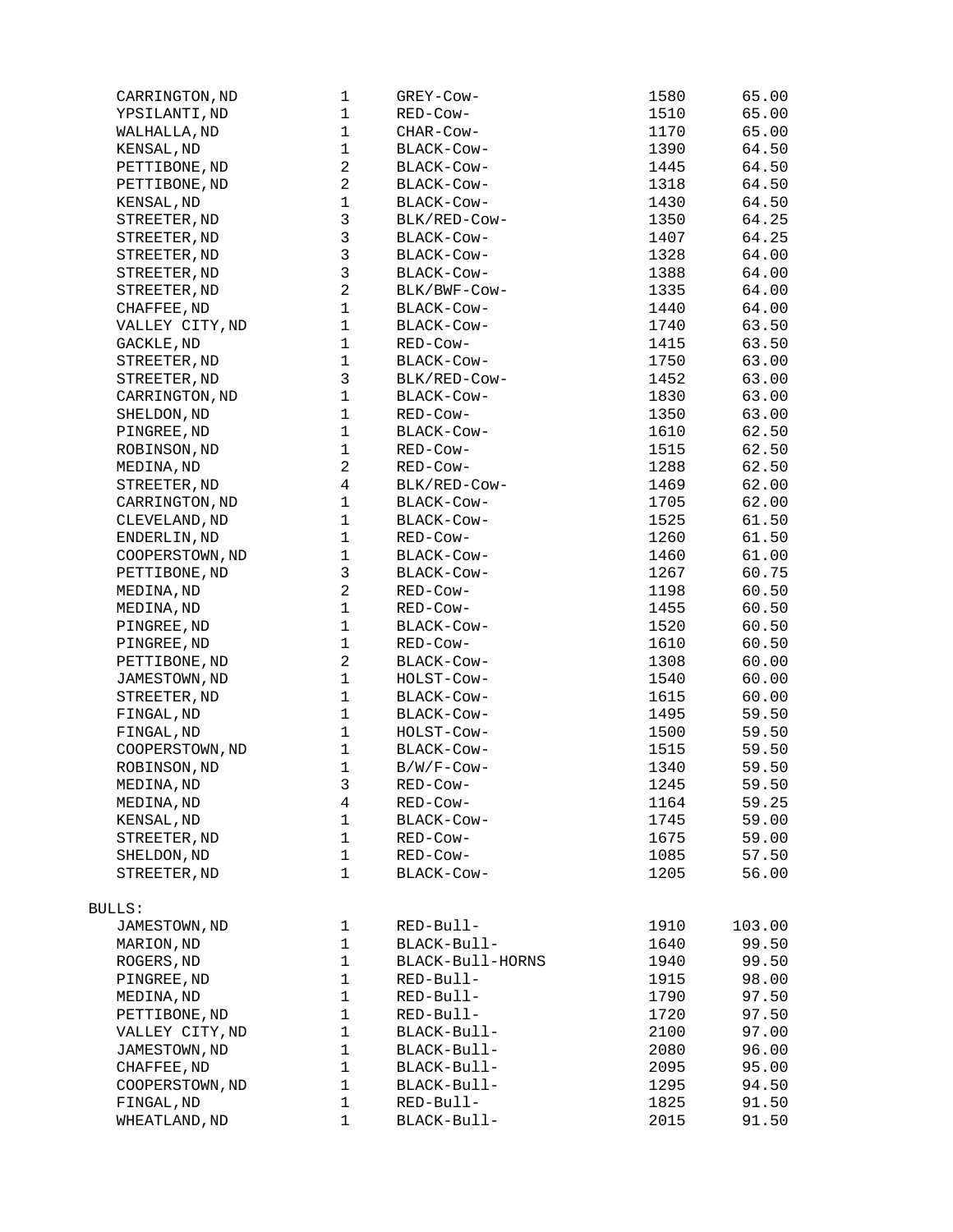| | | | | |
|---|---|---|---|---|
| CARRINGTON,ND | 1 | GREY-Cow- | 1580 | 65.00 |
| YPSILANTI,ND | 1 | RED-Cow- | 1510 | 65.00 |
| WALHALLA,ND | 1 | CHAR-Cow- | 1170 | 65.00 |
| KENSAL,ND | 1 | BLACK-Cow- | 1390 | 64.50 |
| PETTIBONE,ND | 2 | BLACK-Cow- | 1445 | 64.50 |
| PETTIBONE,ND | 2 | BLACK-Cow- | 1318 | 64.50 |
| KENSAL,ND | 1 | BLACK-Cow- | 1430 | 64.50 |
| STREETER,ND | 3 | BLK/RED-Cow- | 1350 | 64.25 |
| STREETER,ND | 3 | BLACK-Cow- | 1407 | 64.25 |
| STREETER,ND | 3 | BLACK-Cow- | 1328 | 64.00 |
| STREETER,ND | 3 | BLACK-Cow- | 1388 | 64.00 |
| STREETER,ND | 2 | BLK/BWF-Cow- | 1335 | 64.00 |
| CHAFFEE,ND | 1 | BLACK-Cow- | 1440 | 64.00 |
| VALLEY CITY,ND | 1 | BLACK-Cow- | 1740 | 63.50 |
| GACKLE,ND | 1 | RED-Cow- | 1415 | 63.50 |
| STREETER,ND | 1 | BLACK-Cow- | 1750 | 63.00 |
| STREETER,ND | 3 | BLK/RED-Cow- | 1452 | 63.00 |
| CARRINGTON,ND | 1 | BLACK-Cow- | 1830 | 63.00 |
| SHELDON,ND | 1 | RED-Cow- | 1350 | 63.00 |
| PINGREE,ND | 1 | BLACK-Cow- | 1610 | 62.50 |
| ROBINSON,ND | 1 | RED-Cow- | 1515 | 62.50 |
| MEDINA,ND | 2 | RED-Cow- | 1288 | 62.50 |
| STREETER,ND | 4 | BLK/RED-Cow- | 1469 | 62.00 |
| CARRINGTON,ND | 1 | BLACK-Cow- | 1705 | 62.00 |
| CLEVELAND,ND | 1 | BLACK-Cow- | 1525 | 61.50 |
| ENDERLIN,ND | 1 | RED-Cow- | 1260 | 61.50 |
| COOPERSTOWN,ND | 1 | BLACK-Cow- | 1460 | 61.00 |
| PETTIBONE,ND | 3 | BLACK-Cow- | 1267 | 60.75 |
| MEDINA,ND | 2 | RED-Cow- | 1198 | 60.50 |
| MEDINA,ND | 1 | RED-Cow- | 1455 | 60.50 |
| PINGREE,ND | 1 | BLACK-Cow- | 1520 | 60.50 |
| PINGREE,ND | 1 | RED-Cow- | 1610 | 60.50 |
| PETTIBONE,ND | 2 | BLACK-Cow- | 1308 | 60.00 |
| JAMESTOWN,ND | 1 | HOLST-Cow- | 1540 | 60.00 |
| STREETER,ND | 1 | BLACK-Cow- | 1615 | 60.00 |
| FINGAL,ND | 1 | BLACK-Cow- | 1495 | 59.50 |
| FINGAL,ND | 1 | HOLST-Cow- | 1500 | 59.50 |
| COOPERSTOWN,ND | 1 | BLACK-Cow- | 1515 | 59.50 |
| ROBINSON,ND | 1 | B/W/F-Cow- | 1340 | 59.50 |
| MEDINA,ND | 3 | RED-Cow- | 1245 | 59.50 |
| MEDINA,ND | 4 | RED-Cow- | 1164 | 59.25 |
| KENSAL,ND | 1 | BLACK-Cow- | 1745 | 59.00 |
| STREETER,ND | 1 | RED-Cow- | 1675 | 59.00 |
| SHELDON,ND | 1 | RED-Cow- | 1085 | 57.50 |
| STREETER,ND | 1 | BLACK-Cow- | 1205 | 56.00 |

BULLS:

| | | | | |
|---|---|---|---|---|
| JAMESTOWN,ND | 1 | RED-Bull- | 1910 | 103.00 |
| MARION,ND | 1 | BLACK-Bull- | 1640 | 99.50 |
| ROGERS,ND | 1 | BLACK-Bull-HORNS | 1940 | 99.50 |
| PINGREE,ND | 1 | RED-Bull- | 1915 | 98.00 |
| MEDINA,ND | 1 | RED-Bull- | 1790 | 97.50 |
| PETTIBONE,ND | 1 | RED-Bull- | 1720 | 97.50 |
| VALLEY CITY,ND | 1 | BLACK-Bull- | 2100 | 97.00 |
| JAMESTOWN,ND | 1 | BLACK-Bull- | 2080 | 96.00 |
| CHAFFEE,ND | 1 | BLACK-Bull- | 2095 | 95.00 |
| COOPERSTOWN,ND | 1 | BLACK-Bull- | 1295 | 94.50 |
| FINGAL,ND | 1 | RED-Bull- | 1825 | 91.50 |
| WHEATLAND,ND | 1 | BLACK-Bull- | 2015 | 91.50 |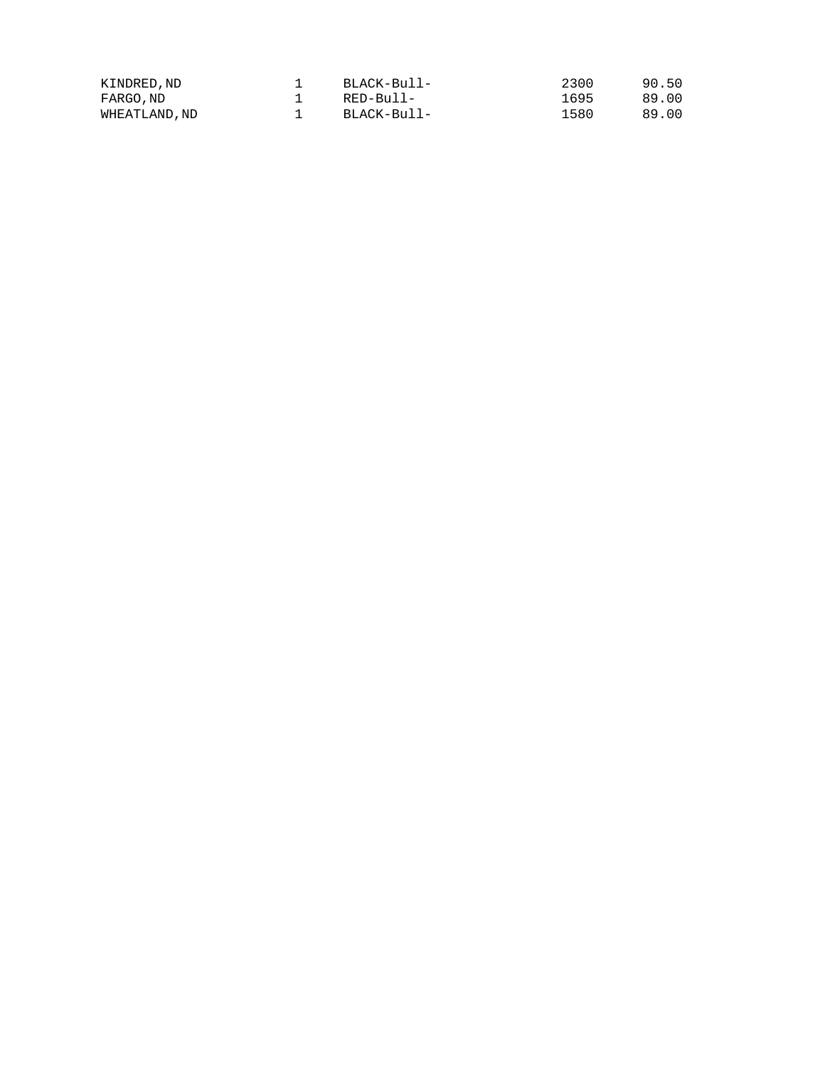| | | | | |
|---|---|---|---|---|
| KINDRED,ND | 1 | BLACK-Bull- | 2300 | 90.50 |
| FARGO,ND | 1 | RED-Bull- | 1695 | 89.00 |
| WHEATLAND,ND | 1 | BLACK-Bull- | 1580 | 89.00 |